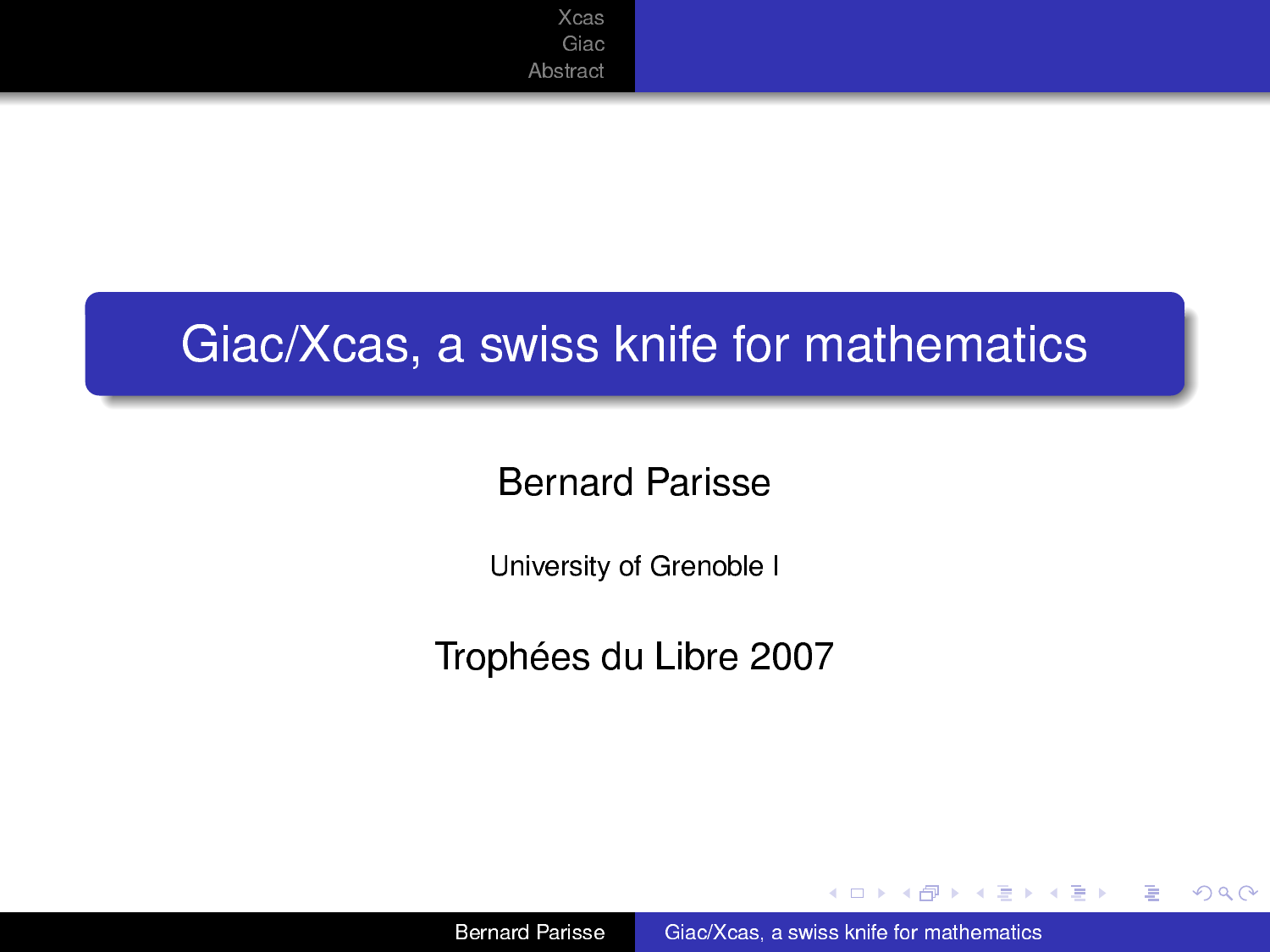# Giac/Xcas, a swiss knife for mathematics

Bernard Parisse

University of Grenoble I

Trophées du Libre 2007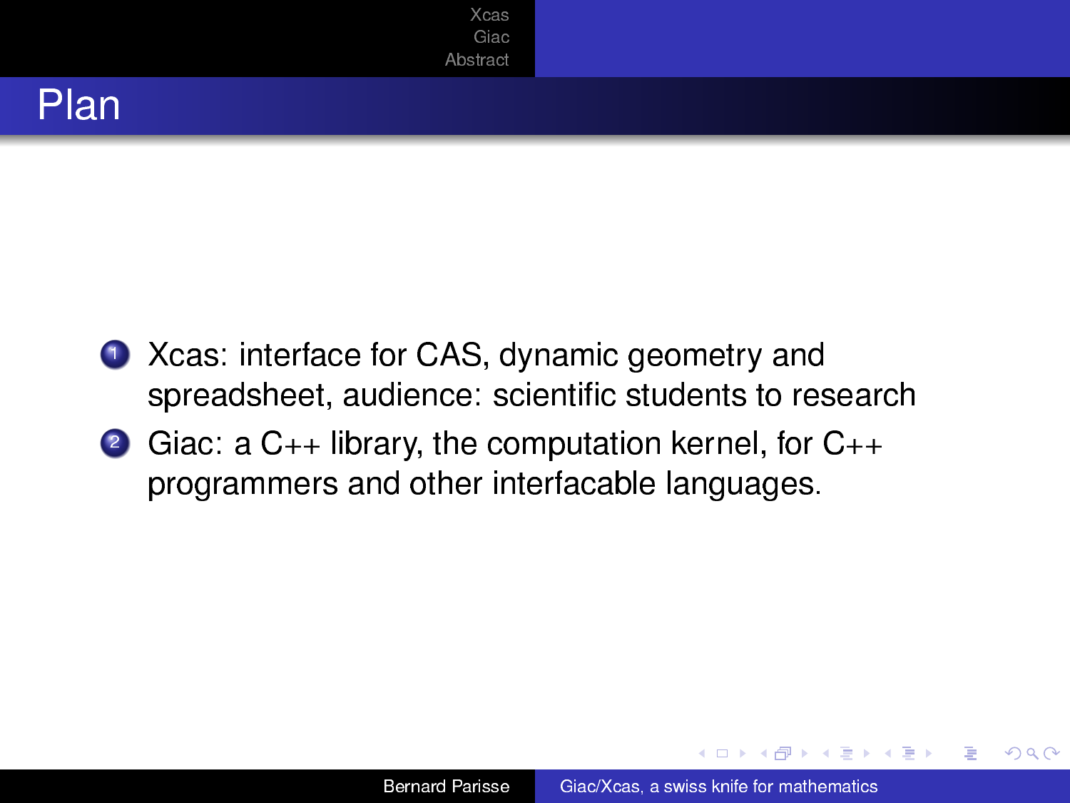# Plan

1. Xcas: interface for CAS, dynamic geometry and spreadsheet, audience: scientific students to research
2. Giac: a C++ library, the computation kernel, for C++ programmers and other interfacable languages.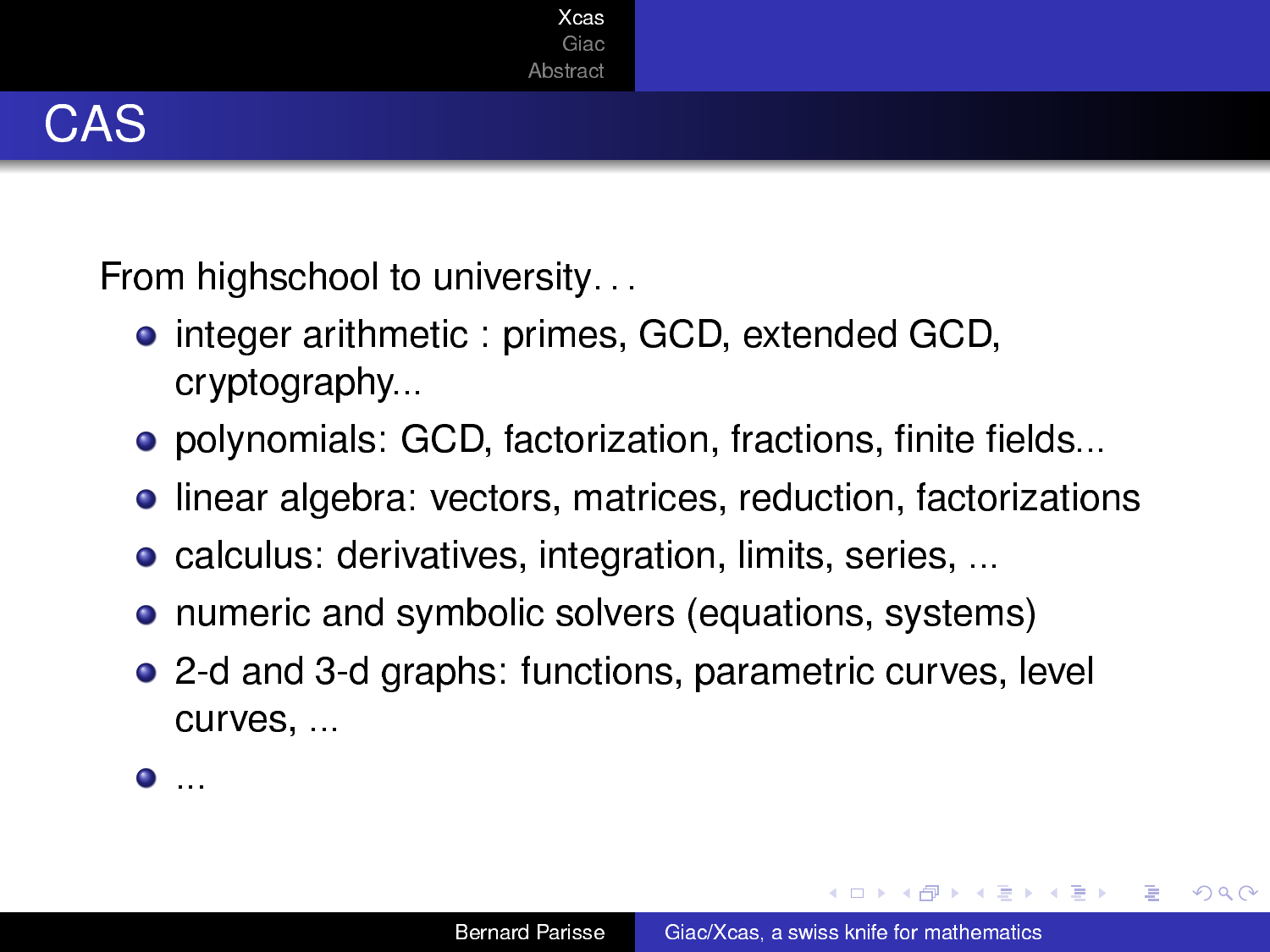# CAS

From highschool to university. . .

- integer arithmetic : primes, GCD, extended GCD, cryptography...
- polynomials: GCD, factorization, fractions, finite fields...
- linear algebra: vectors, matrices, reduction, factorizations
- calculus: derivatives, integration, limits, series, ...
- numeric and symbolic solvers (equations, systems)
- 2-d and 3-d graphs: functions, parametric curves, level curves, ...
- ...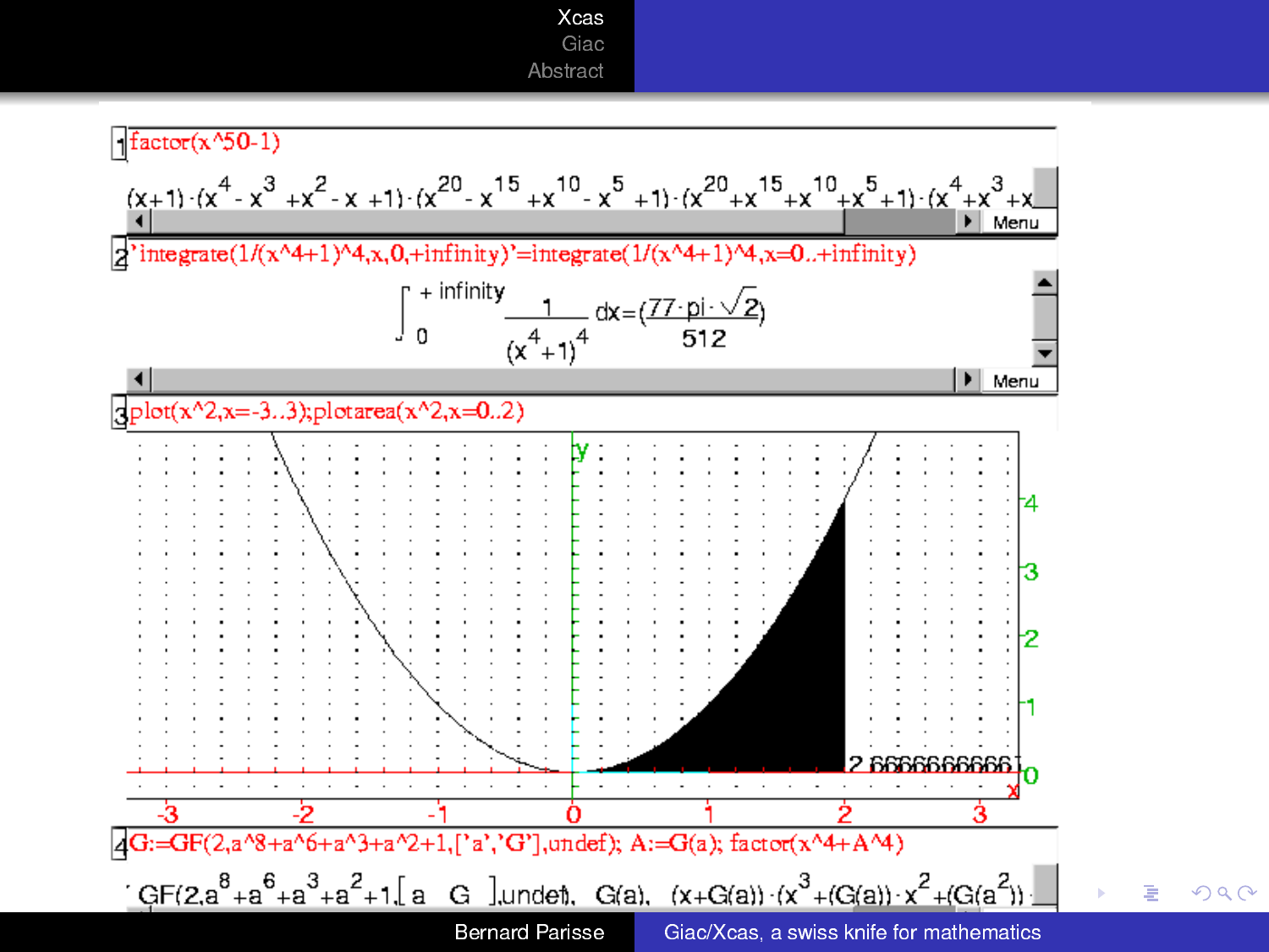```
factor(x^50-1)
```

$(x+1)\cdot(x^4-x^3+x^2-x+1)\cdot(x^{20}-x^{15}+x^{10}-x^5+1)\cdot(x^{20}+x^{15}+x^{10}+x^5+1)\cdot(x^4+x^3+x$

```
'integrate(1/(x^4+1)^4,x,0,+infinity)'=integrate(1/(x^4+1)^4,x=0..+infinity)
```

$$\int_0^{+\text{infinity}} \frac{1}{(x^4+1)^4} dx = \left(\frac{77\cdot\text{pi}\cdot\sqrt{2}}{512}\right)$$

```
plot(x^2,x=-3..3);plotarea(x^2,x=0..2)
```

2.66666666667

```
G:=GF(2,a^8+a^6+a^3+a^2+1,['a','G'],undef); A:=G(a); factor(x^4+A^4)
```

$GF(2,a^8+a^6+a^3+a^2+1,[a\ \ G],\text{undef}),\ G(a),\ (x+G(a))\cdot(x^3+(G(a))\cdot x^2+(G(a^2))$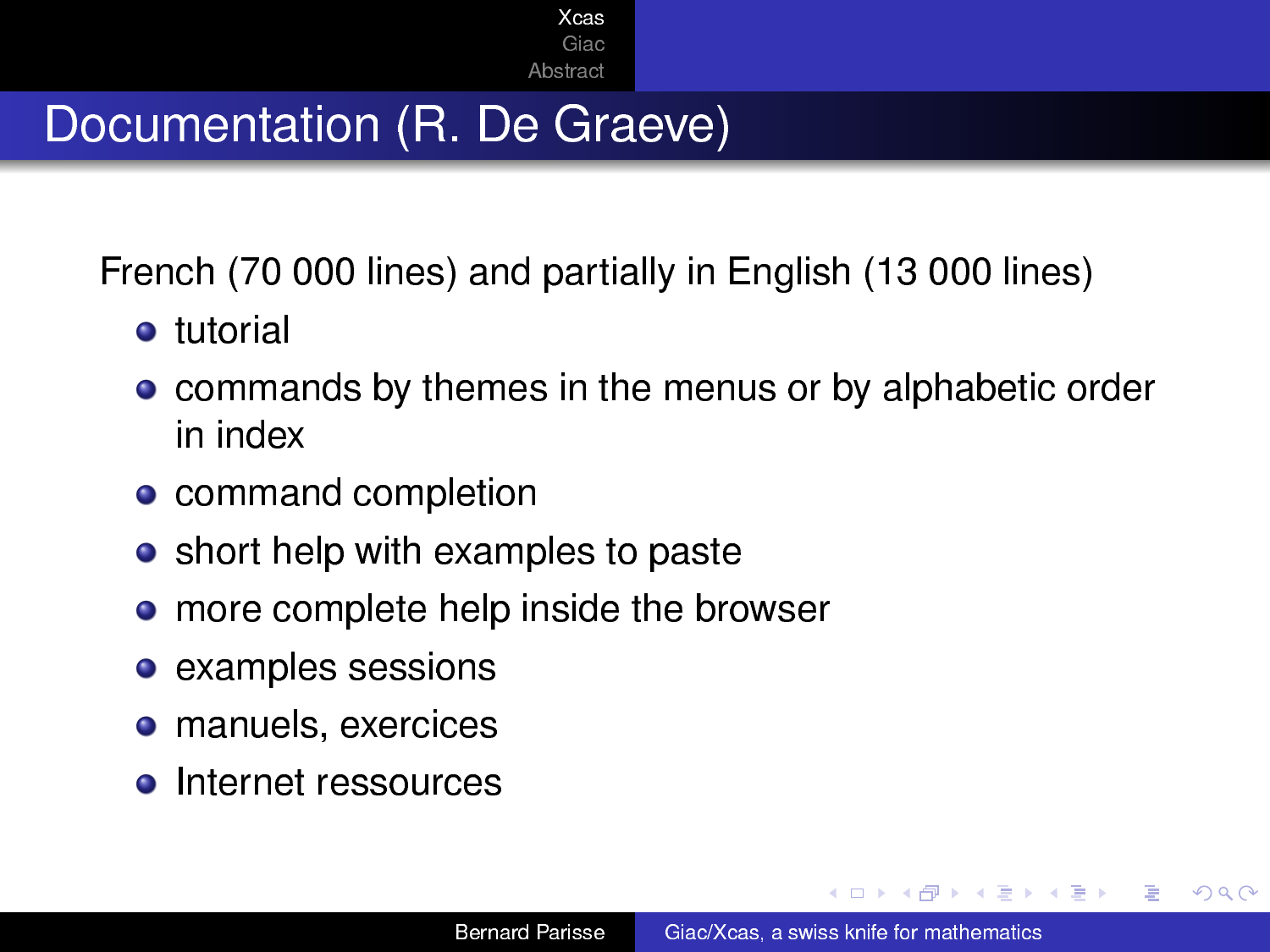# Documentation (R. De Graeve)

French (70 000 lines) and partially in English (13 000 lines)

- tutorial
- commands by themes in the menus or by alphabetic order in index
- command completion
- short help with examples to paste
- more complete help inside the browser
- examples sessions
- manuels, exercices
- Internet ressources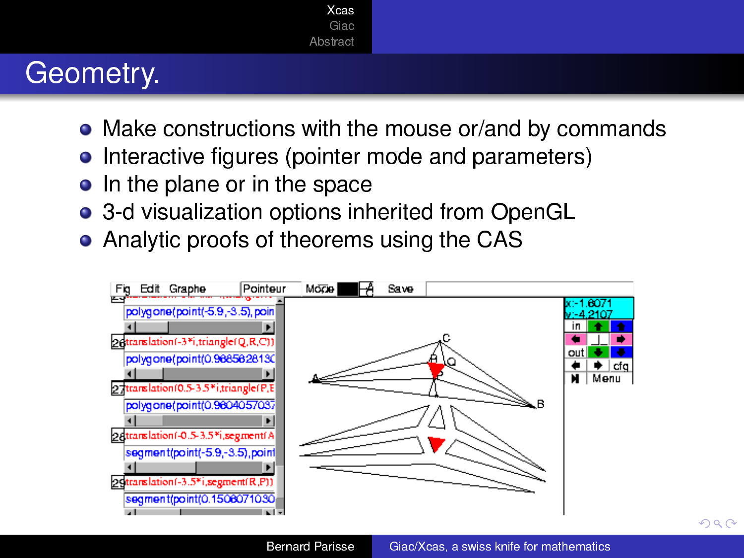# Geometry.

- Make constructions with the mouse or/and by commands
- Interactive figures (pointer mode and parameters)
- In the plane or in the space
- 3-d visualization options inherited from OpenGL
- Analytic proofs of theorems using the CAS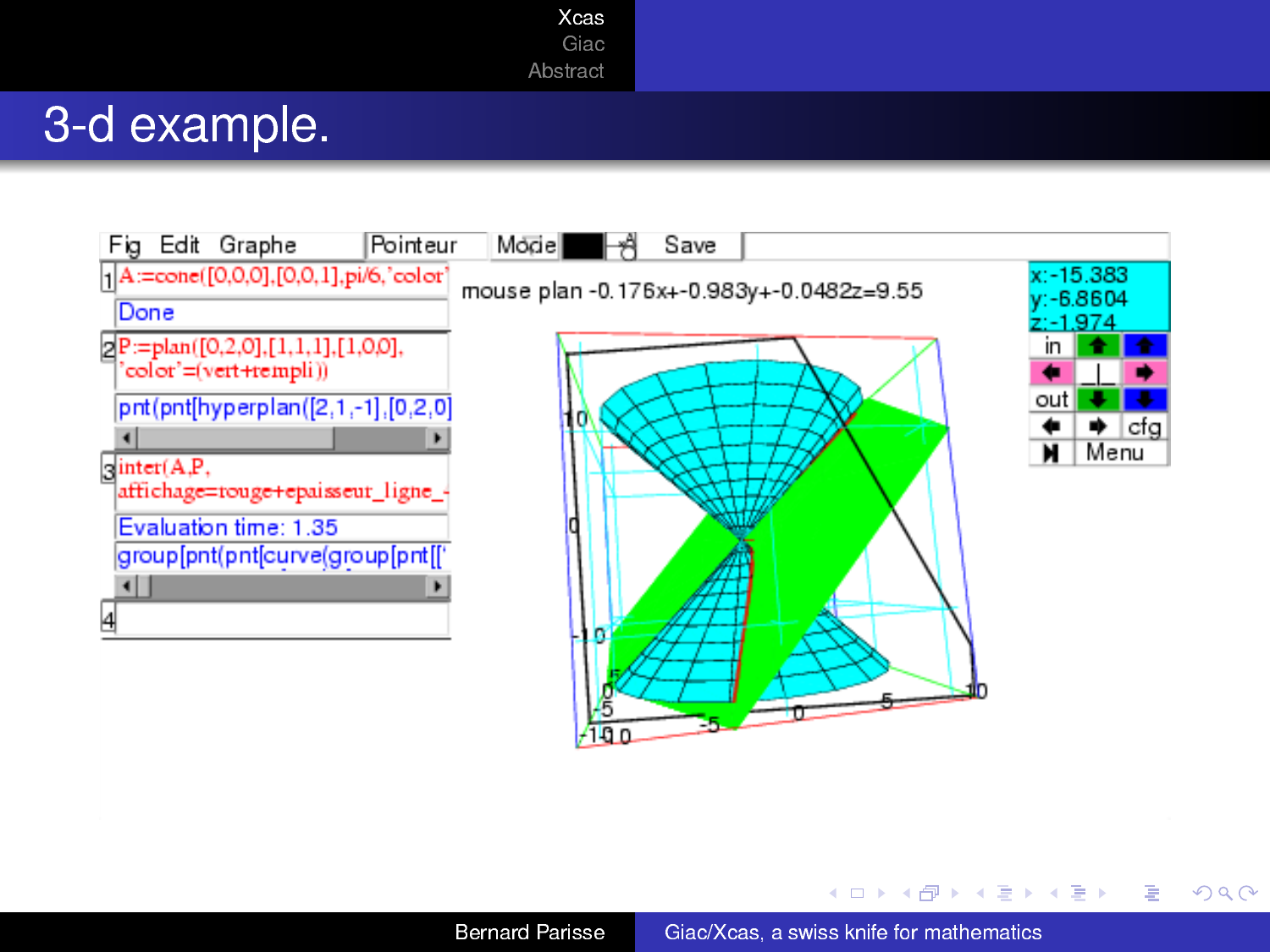# 3-d example.

Fig Edit Graphe | Pointeur | Mode | Save

1 A:=cone([0,0,0],[0,0,1],pi/6,'color'

Done

2 P:=plan([0,2,0],[1,1,1],[1,0,0], 'color'=(vert+rempli))

pnt(pnt[hyperplan([2,1,-1],[0,2,0]

3 inter(A,P, affichage=rouge+epaisseur_ligne_

Evaluation time: 1.35

group[pnt(pnt[curve(group[pnt[['

4

mouse plan -0.176x+-0.983y+-0.0482z=9.55

x:-15.383
y:-6.8604
z:-1.974

in | out | cfg | Menu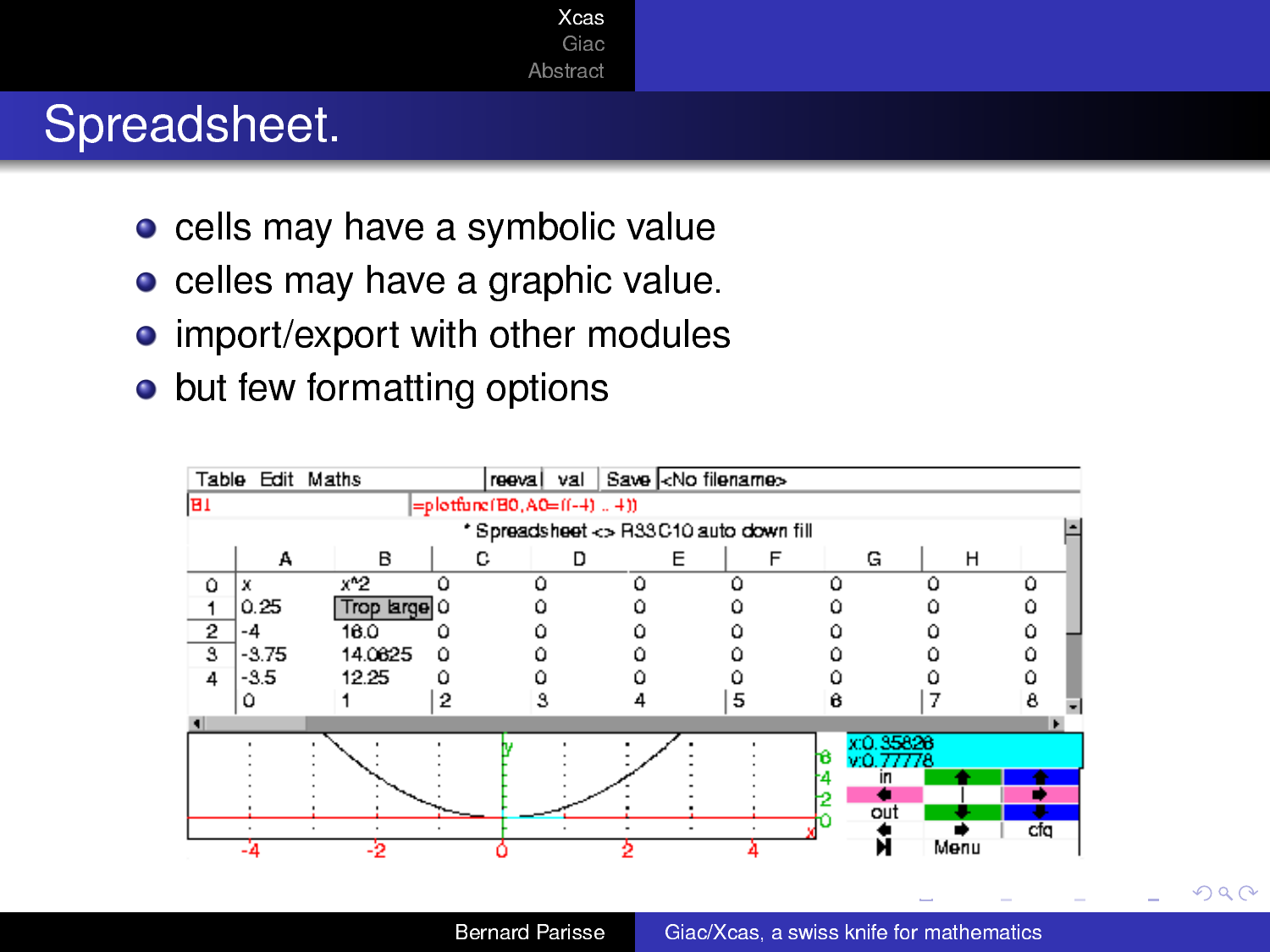# Spreadsheet.

- cells may have a symbolic value
- celles may have a graphic value.
- import/export with other modules
- but few formatting options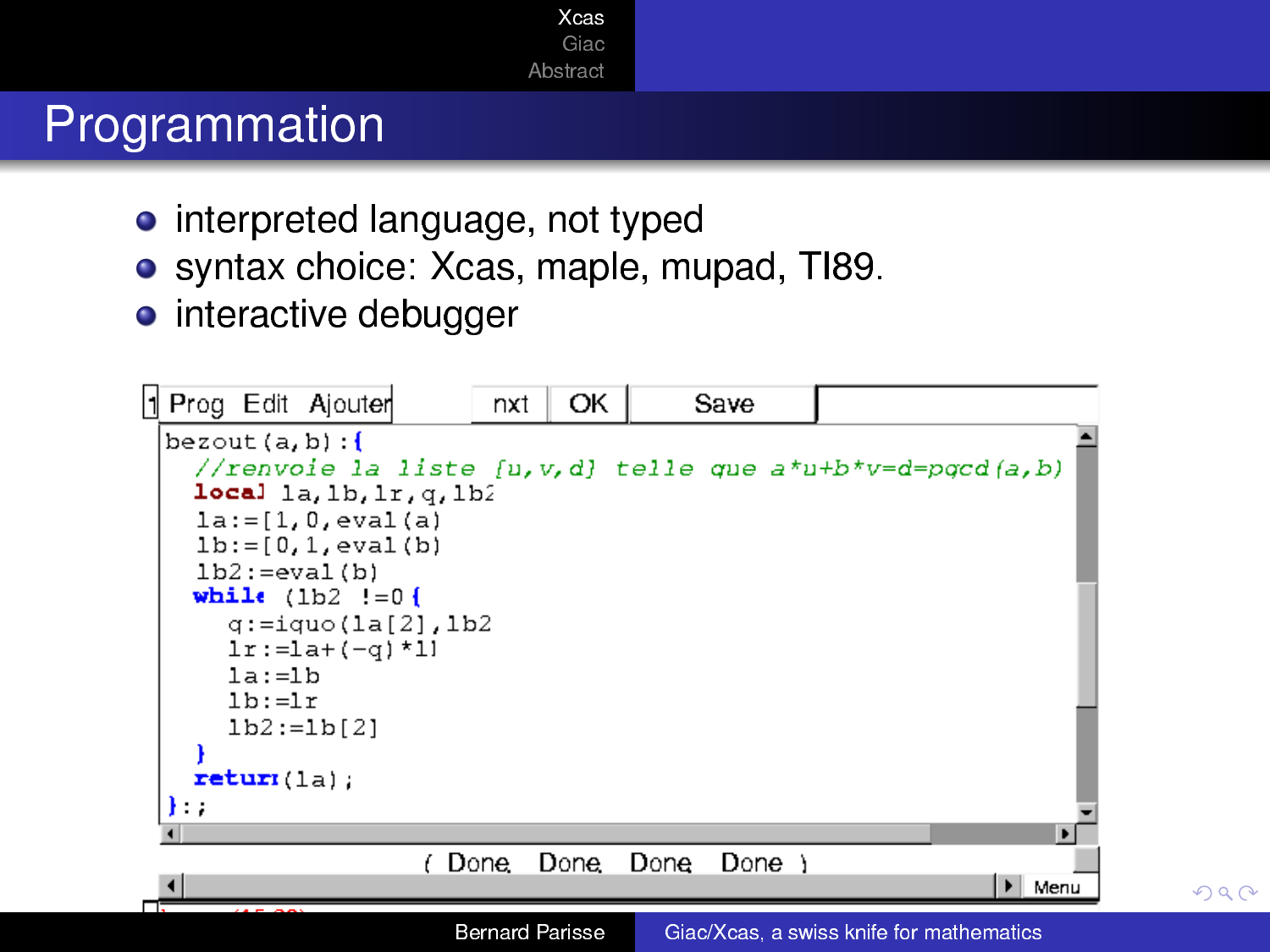# Programmation

- interpreted language, not typed
- syntax choice: Xcas, maple, mupad, TI89.
- interactive debugger

```
bezout(a,b):{
  //renvoie la liste [u,v,d] telle que a*u+b*v=d=pgcd(a,b)
  local la,lb,lr,q,lb2
  la:=[1,0,eval(a)
  lb:=[0,1,eval(b)
  lb2:=eval(b)
  while (lb2 !=0 {
    q:=iquo(la[2],lb2
    lr:=la+(-q)*ll
    la:=lb
    lb:=lr
    lb2:=lb[2]
  }
  return(la);
}:;
```

( Done Done Done Done )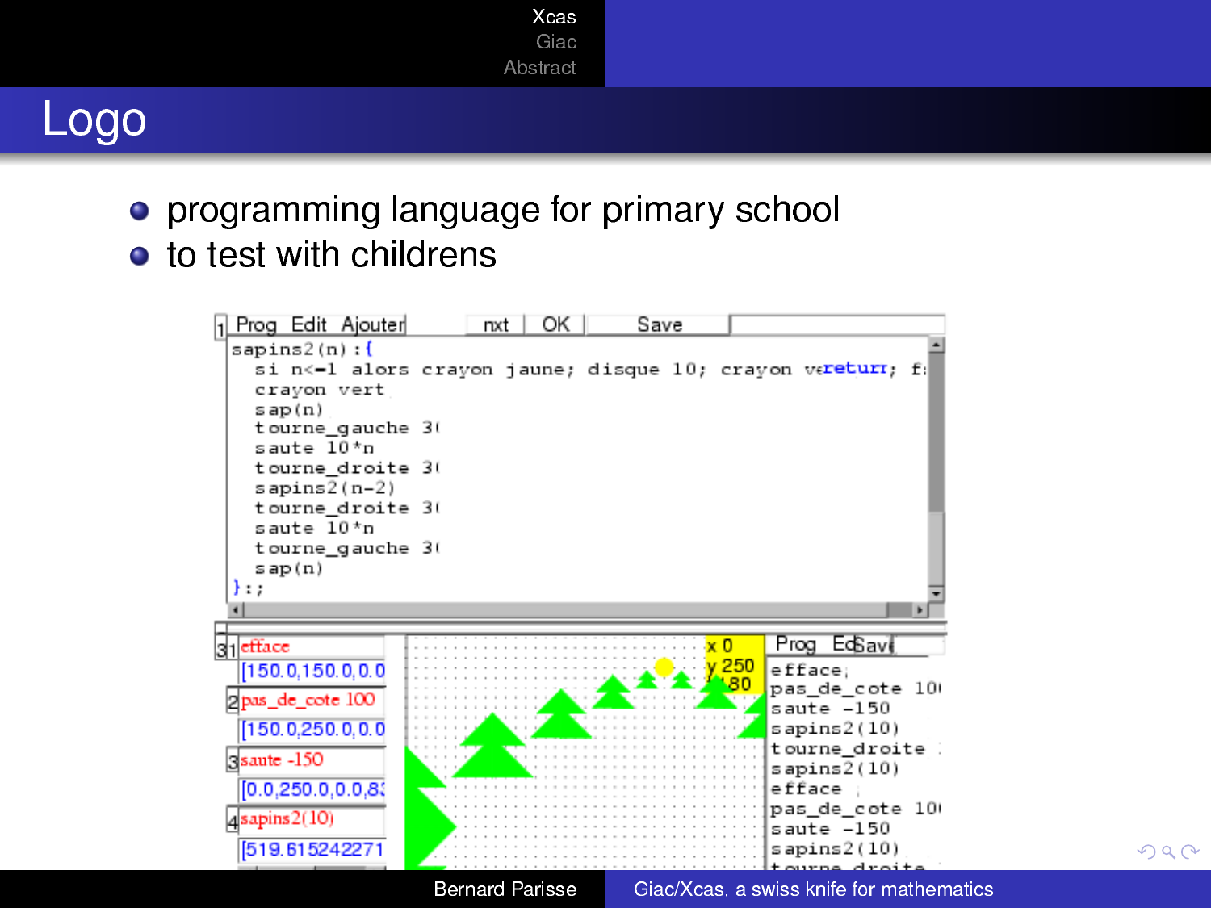# Logo

- programming language for primary school
- to test with childrens

```
sapins2(n):{
  si n<=1 alors crayon jaune; disque 10; crayon vereturn; f:
  crayon vert
  sap(n)
  tourne_gauche 3(
  saute 10*n
  tourne_droite 3(
  sapins2(n-2)
  tourne_droite 3(
  saute 10*n
  tourne_gauche 3(
  sap(n)
}:;
```

```
efface
[150.0,150.0,0.0
pas_de_cote 100
[150.0,250.0,0.0
saute -150
[0.0,250.0,0.0,83
sapins2(10)
[519.615242271
```

```
efface
pas_de_cote 10(
saute -150
sapins2(10)
tourne_droite
sapins2(10)
efface
pas_de_cote 10(
saute -150
sapins2(10)
```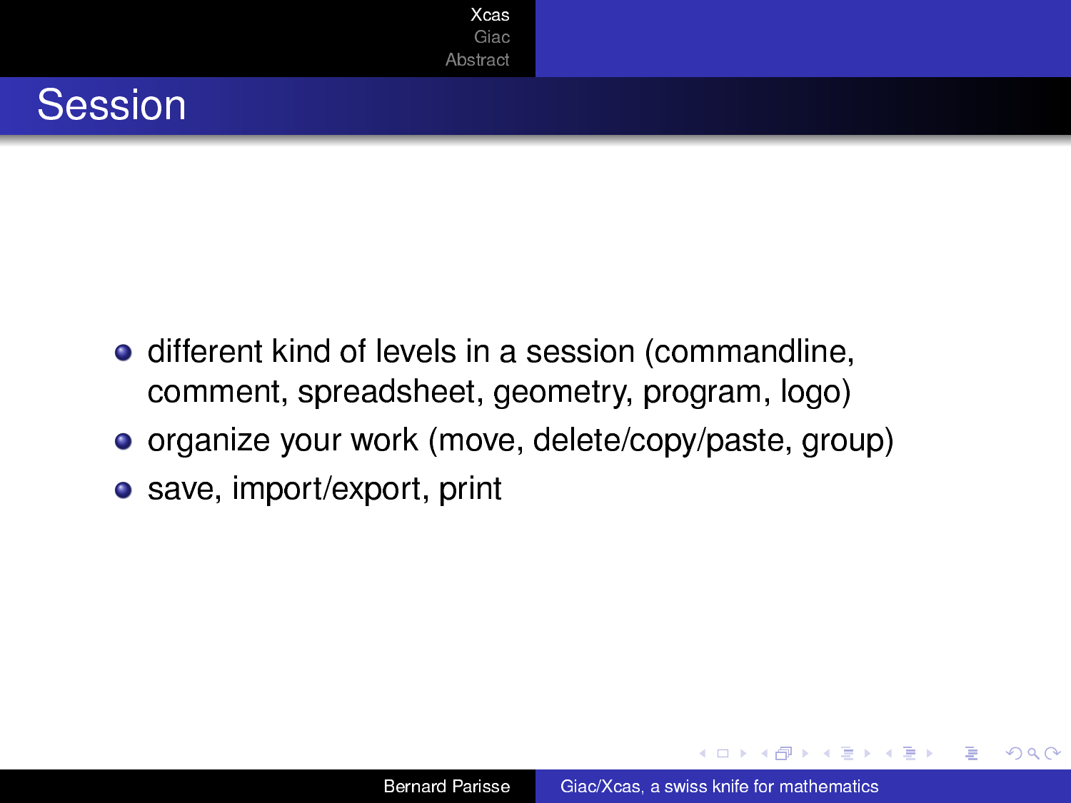# Session

- different kind of levels in a session (commandline, comment, spreadsheet, geometry, program, logo)
- organize your work (move, delete/copy/paste, group)
- save, import/export, print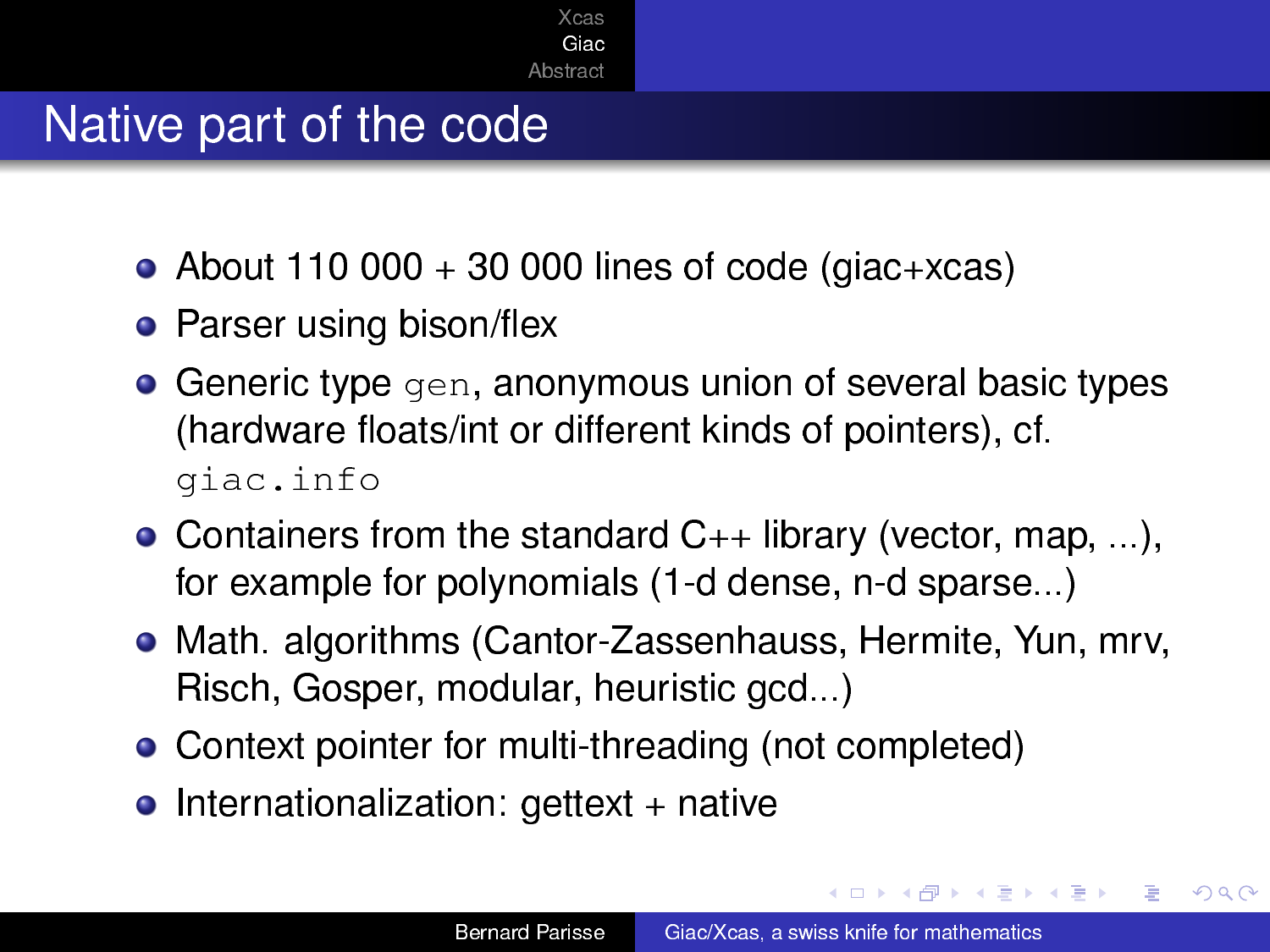# Native part of the code

- About 110 000 + 30 000 lines of code (giac+xcas)
- Parser using bison/flex
- Generic type `gen`, anonymous union of several basic types (hardware floats/int or different kinds of pointers), cf. `giac.info`
- Containers from the standard C++ library (vector, map, ...), for example for polynomials (1-d dense, n-d sparse...)
- Math. algorithms (Cantor-Zassenhauss, Hermite, Yun, mrv, Risch, Gosper, modular, heuristic gcd...)
- Context pointer for multi-threading (not completed)
- Internationalization: gettext + native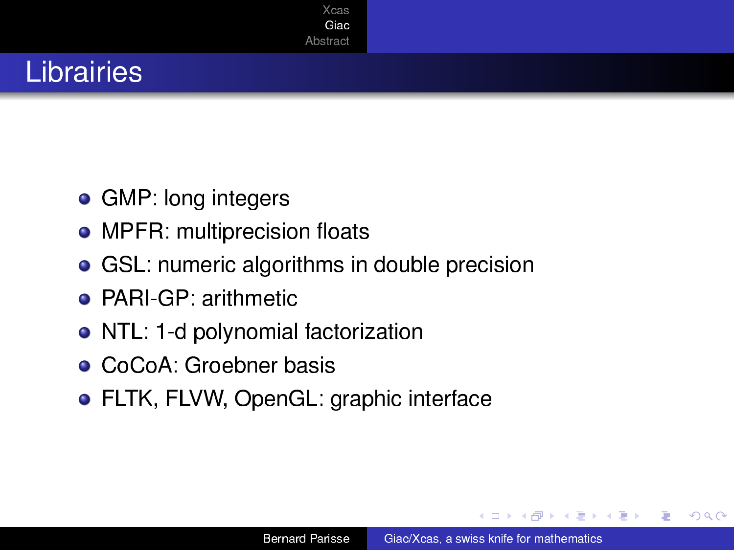# Librairies

- GMP: long integers
- MPFR: multiprecision floats
- GSL: numeric algorithms in double precision
- PARI-GP: arithmetic
- NTL: 1-d polynomial factorization
- CoCoA: Groebner basis
- FLTK, FLVW, OpenGL: graphic interface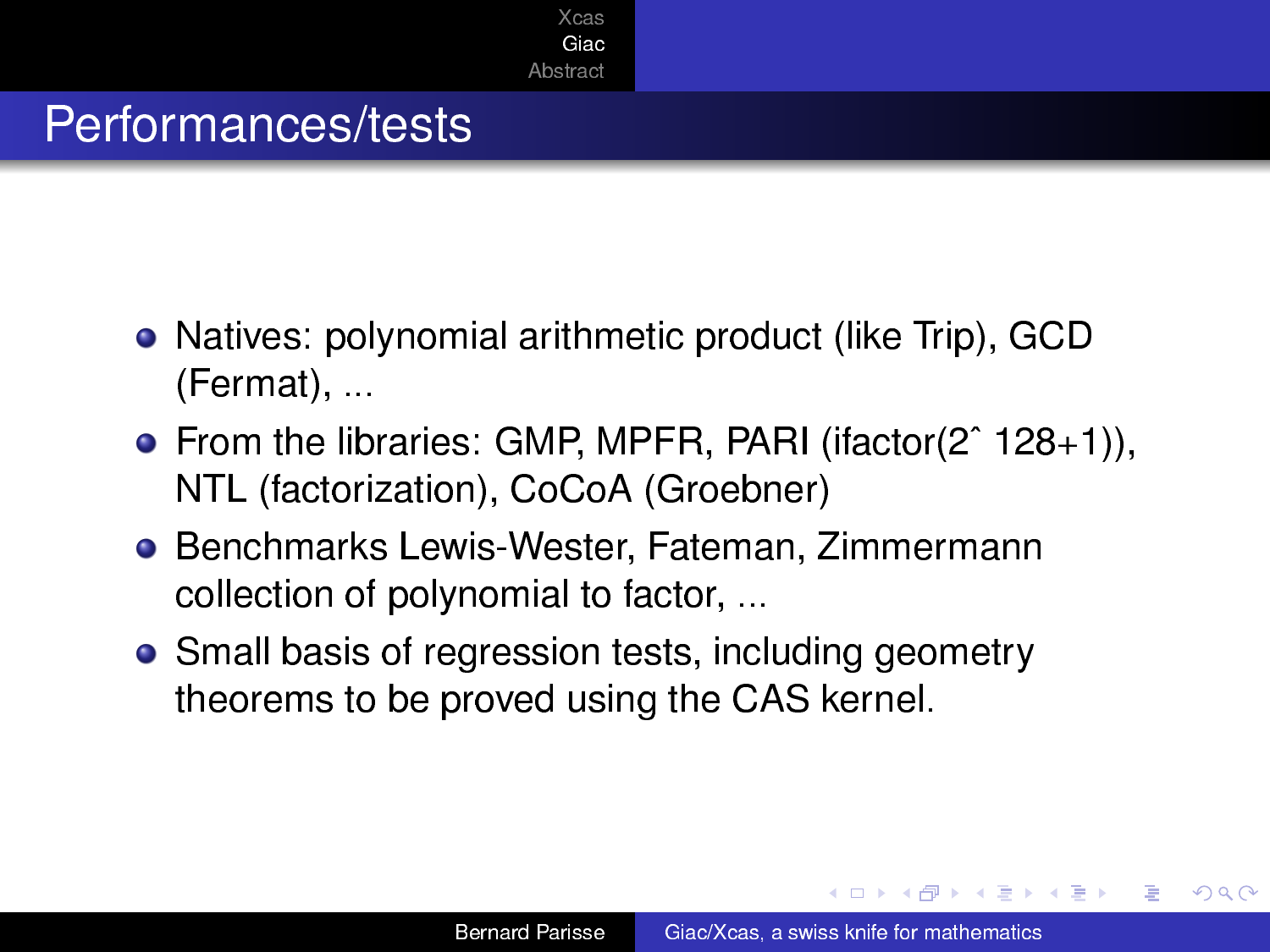# Performances/tests

- Natives: polynomial arithmetic product (like Trip), GCD (Fermat), ...
- From the libraries: GMP, MPFR, PARI (ifactor(2ˆ 128+1)), NTL (factorization), CoCoA (Groebner)
- Benchmarks Lewis-Wester, Fateman, Zimmermann collection of polynomial to factor, ...
- Small basis of regression tests, including geometry theorems to be proved using the CAS kernel.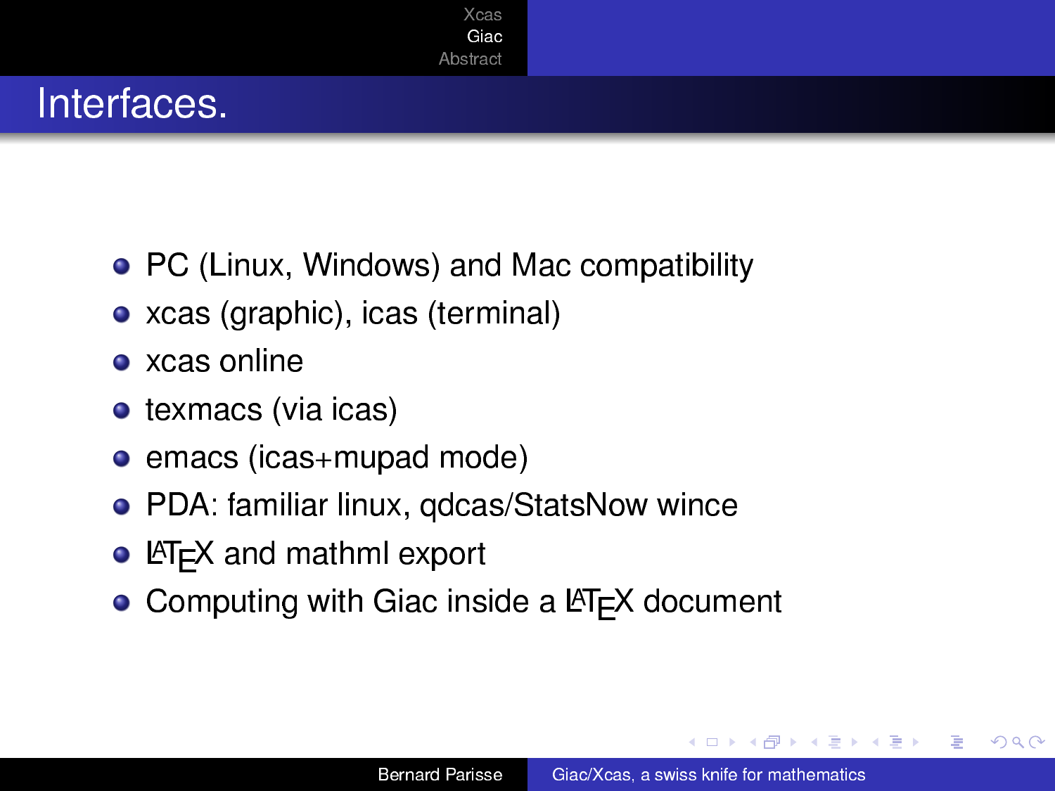# Interfaces.

- PC (Linux, Windows) and Mac compatibility
- xcas (graphic), icas (terminal)
- xcas online
- texmacs (via icas)
- emacs (icas+mupad mode)
- PDA: familiar linux, qdcas/StatsNow wince
- LaTeX and mathml export
- Computing with Giac inside a LaTeX document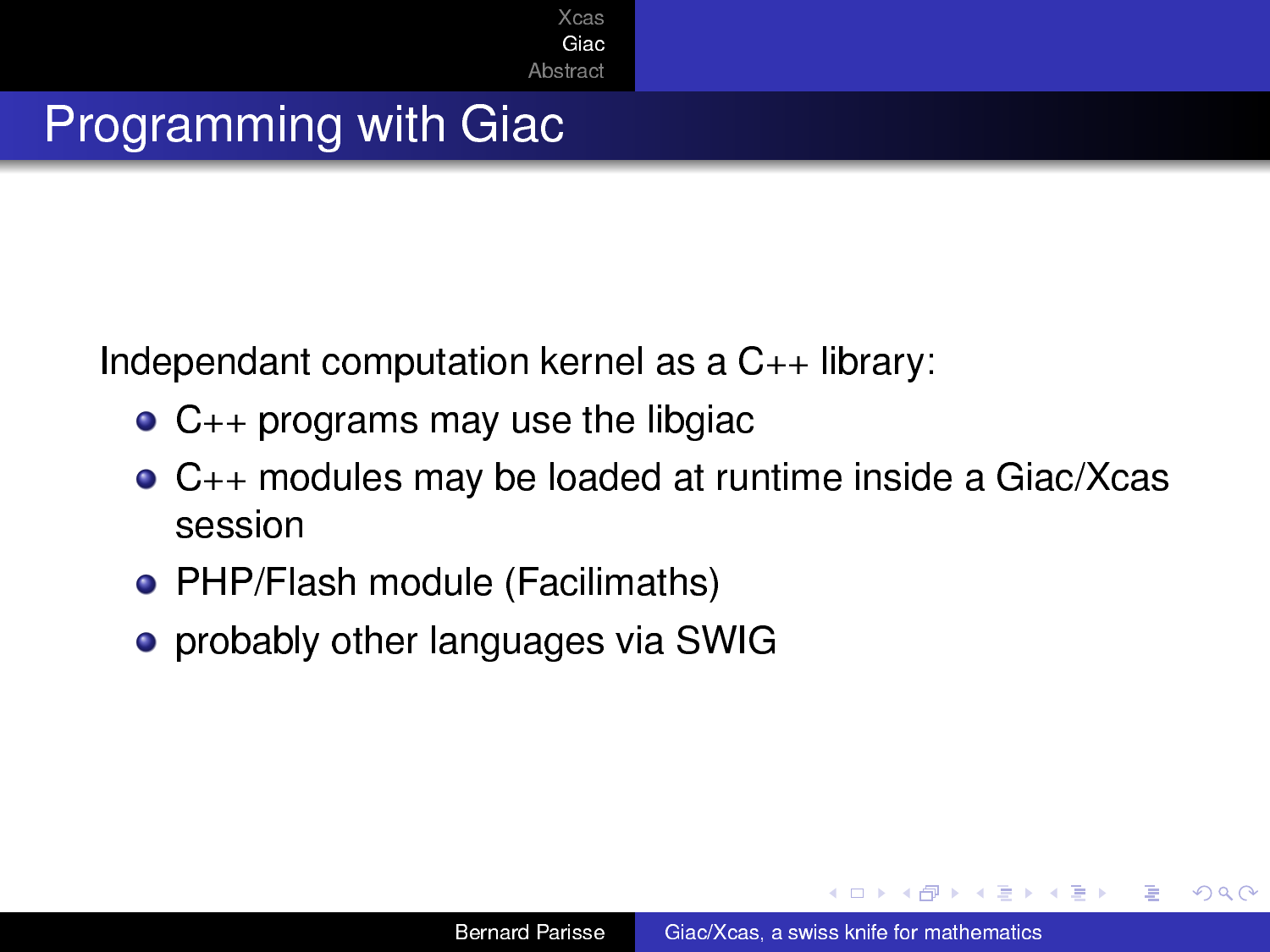# Programming with Giac

Independant computation kernel as a C++ library:

- C++ programs may use the libgiac
- C++ modules may be loaded at runtime inside a Giac/Xcas session
- PHP/Flash module (Facilimaths)
- probably other languages via SWIG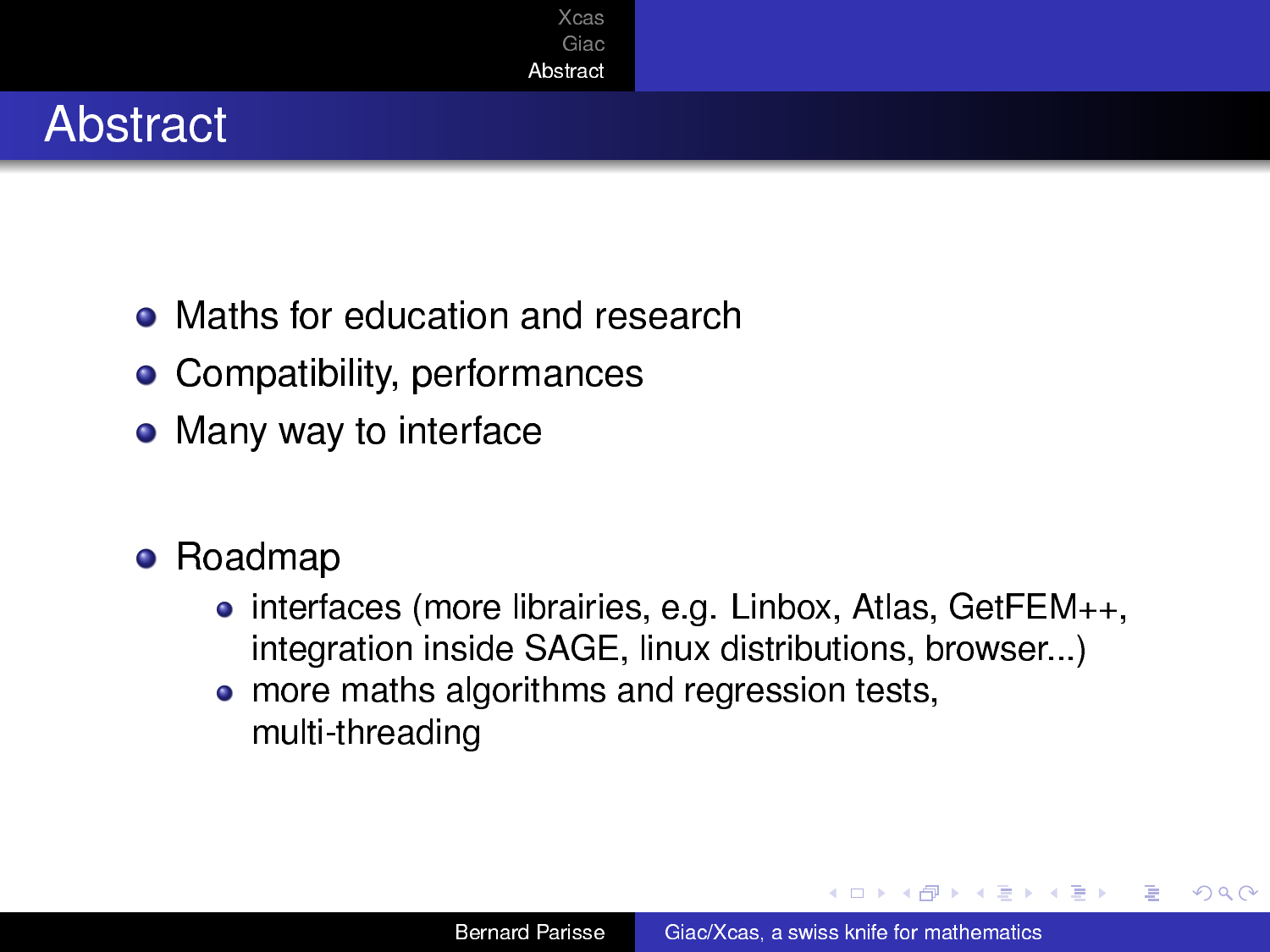# Abstract

- Maths for education and research
- Compatibility, performances
- Many way to interface

- Roadmap
  - interfaces (more librairies, e.g. Linbox, Atlas, GetFEM++, integration inside SAGE, linux distributions, browser...)
  - more maths algorithms and regression tests, multi-threading